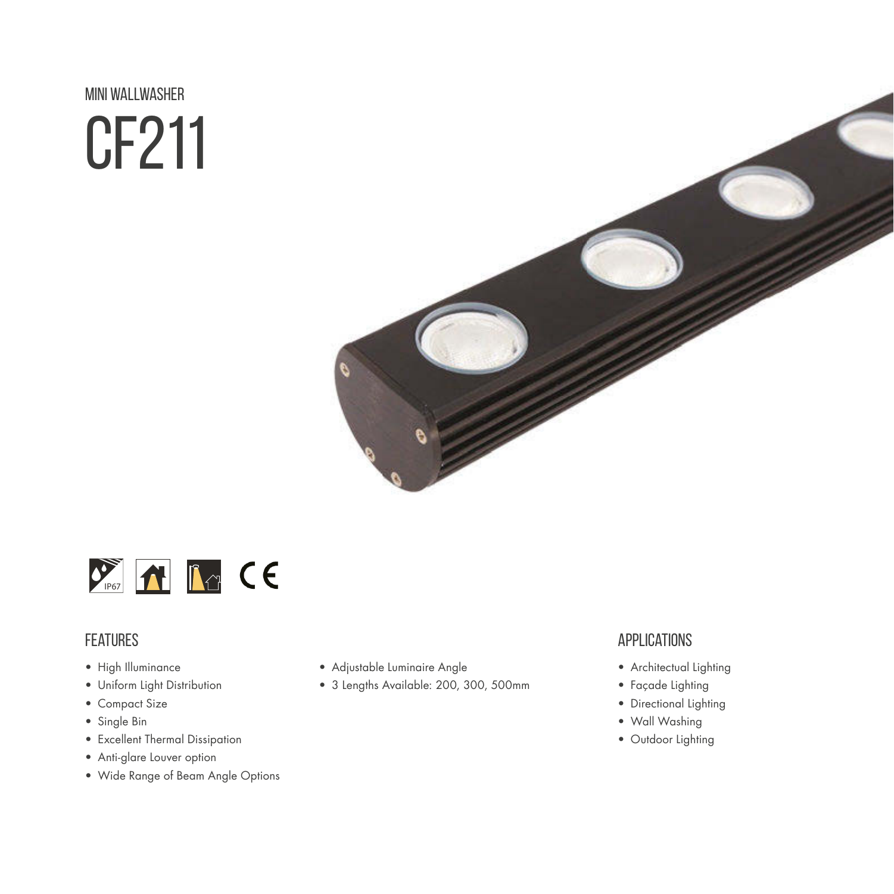MINI WALLWASHER

# CF211

IP67

CE

## FEATURES

- High Illuminance
- Uniform Light Distribution
- Compact Size
- Single Bin
- Excellent Thermal Dissipation
- Anti-glare Louver option
- Wide Range of Beam Angle Options
- Adjustable Luminaire Angle
- 3 Lengths Available: 200, 300, 500mm

## APPLICATIONS

- Architectual Lighting
- Façade Lighting
- Directional Lighting
- Wall Washing
- Outdoor Lighting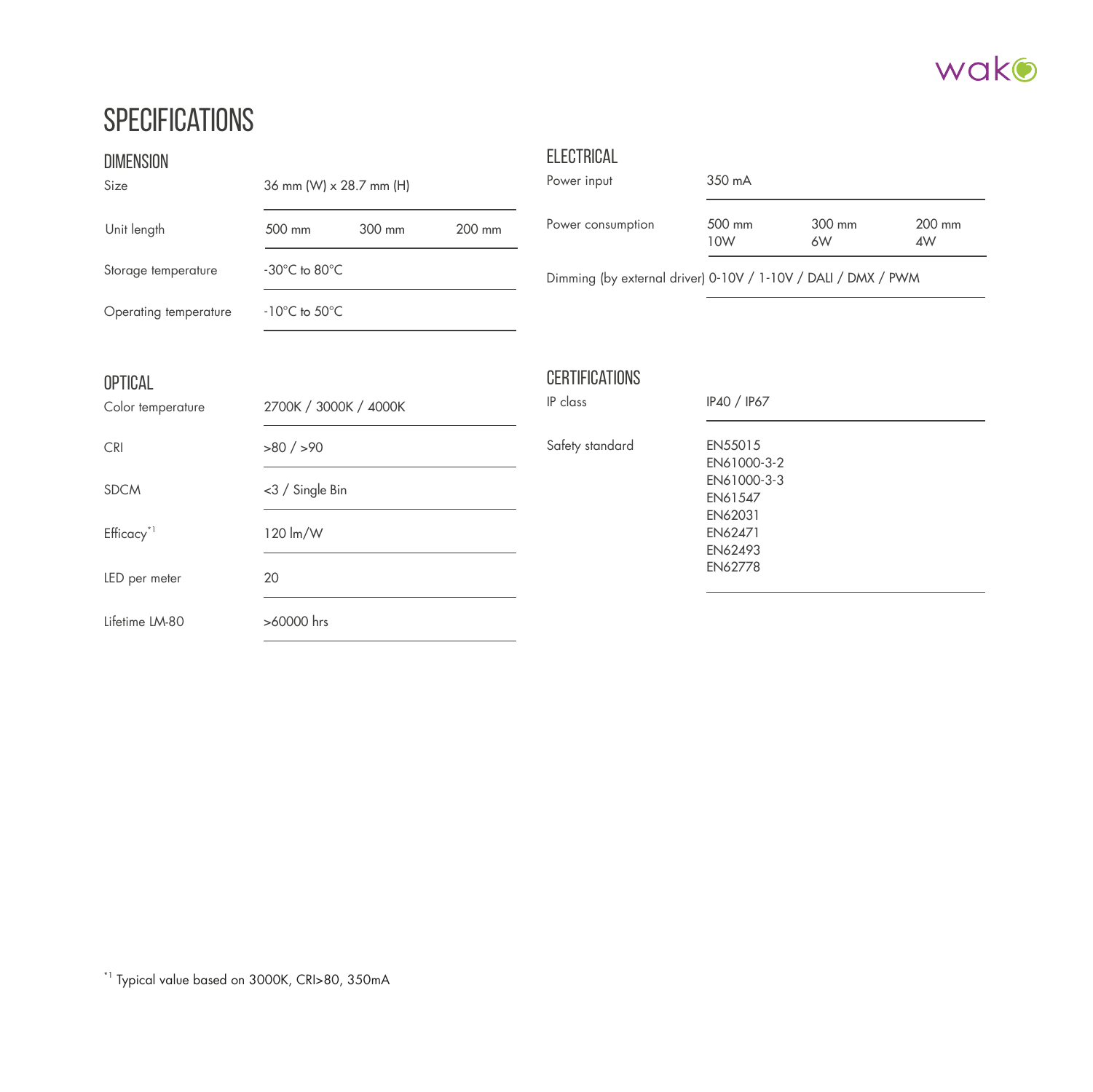# SPECIFICATIONS

## DIMENSION

| | | | |
|---|---|---|---|
| Size | 36 mm (W) x 28.7 mm (H) | | |
| Unit length | 500 mm | 300 mm | 200 mm |
| Storage temperature | -30°C to 80°C | | |
| Operating temperature | -10°C to 50°C | | |

## OPTICAL

| | |
|---|---|
| Color temperature | 2700K / 3000K / 4000K |
| CRI | >80 / >90 |
| SDCM | <3 / Single Bin |
| Efficacy[*1] | 120 lm/W |
| LED per meter | 20 |
| Lifetime LM-80 | >60000 hrs |

## ELECTRICAL

| | | | |
|---|---|---|---|
| Power input | 350 mA | | |
| Power consumption | 500 mm<br>10W | 300 mm<br>6W | 200 mm<br>4W |
| Dimming (by external driver) | 0-10V / 1-10V / DALI / DMX / PWM | | |

## CERTIFICATIONS

| | |
|---|---|
| IP class | IP40 / IP67 |
| Safety standard | EN55015<br>EN61000-3-2<br>EN61000-3-3<br>EN61547<br>EN62031<br>EN62471<br>EN62493<br>EN62778 |

[*1] Typical value based on 3000K, CRI>80, 350mA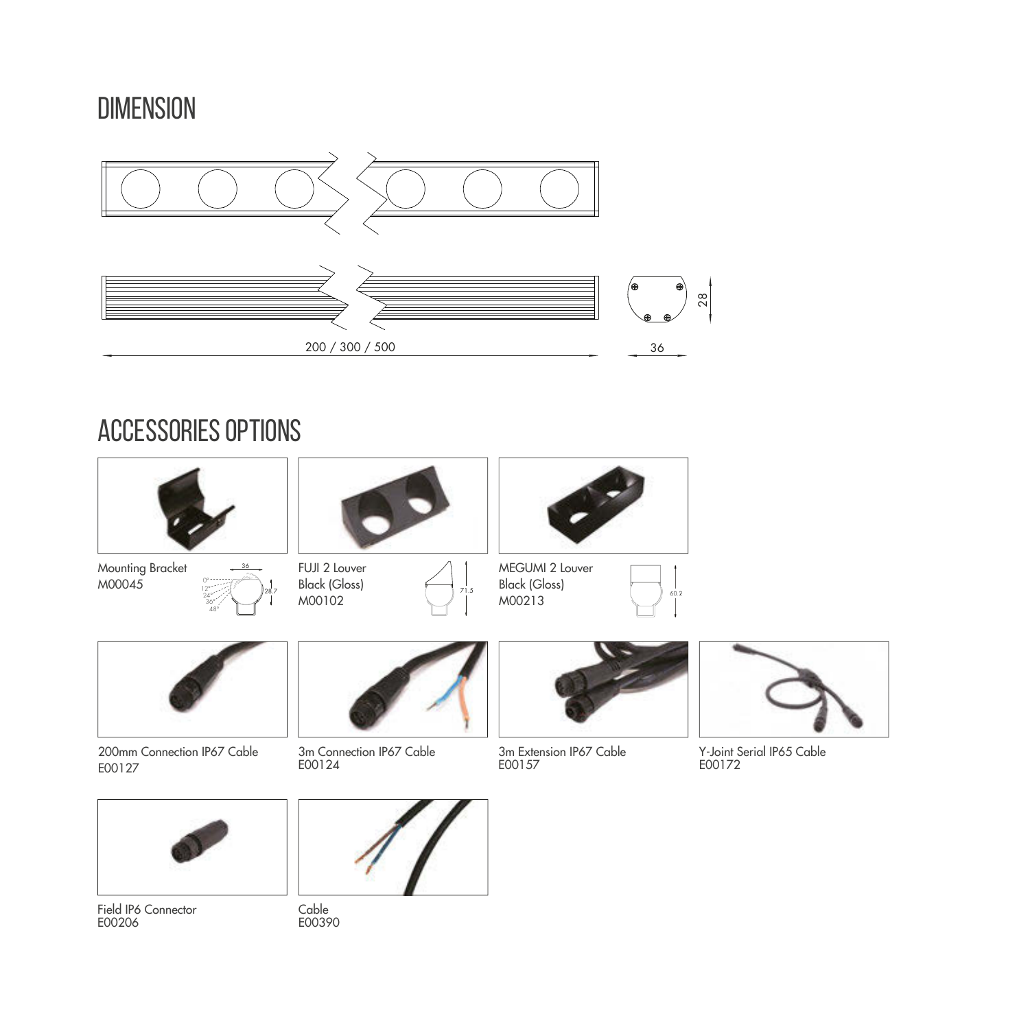# DIMENSION

200 / 300 / 500

36

28

# ACCESSORIES OPTIONS

Mounting Bracket
M00045

FUJI 2 Louver
Black (Gloss)
M00102

MEGUMI 2 Louver
Black (Gloss)
M00213

200mm Connection IP67 Cable
E00127

3m Connection IP67 Cable
E00124

3m Extension IP67 Cable
E00157

Y-Joint Serial IP65 Cable
E00172

Field IP6 Connector
E00206

Cable
E00390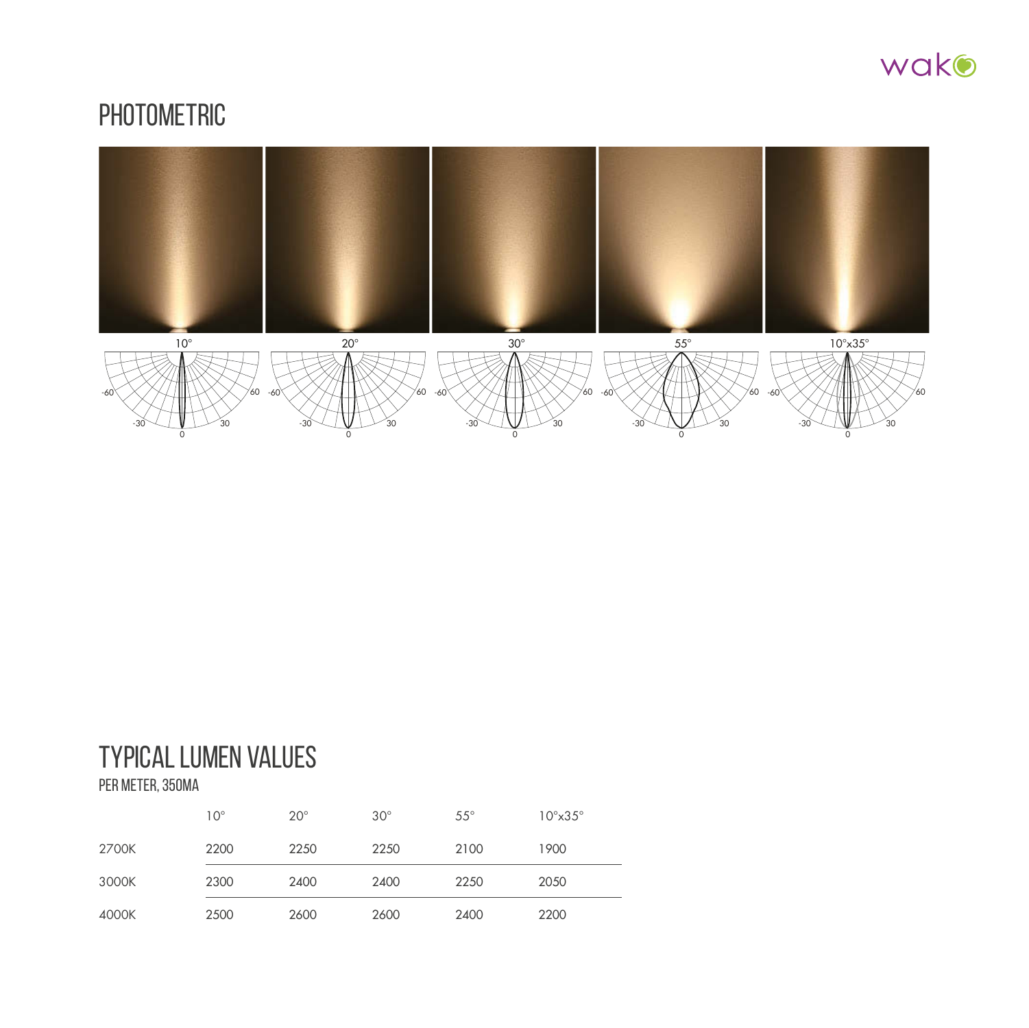# PHOTOMETRIC

10°

20°

30°

55°

10°x35°

# TYPICAL LUMEN VALUES

PER METER, 350MA

| | 10° | 20° | 30° | 55° | 10°x35° |
|---|---|---|---|---|---|
| 2700K | 2200 | 2250 | 2250 | 2100 | 1900 |
| 3000K | 2300 | 2400 | 2400 | 2250 | 2050 |
| 4000K | 2500 | 2600 | 2600 | 2400 | 2200 |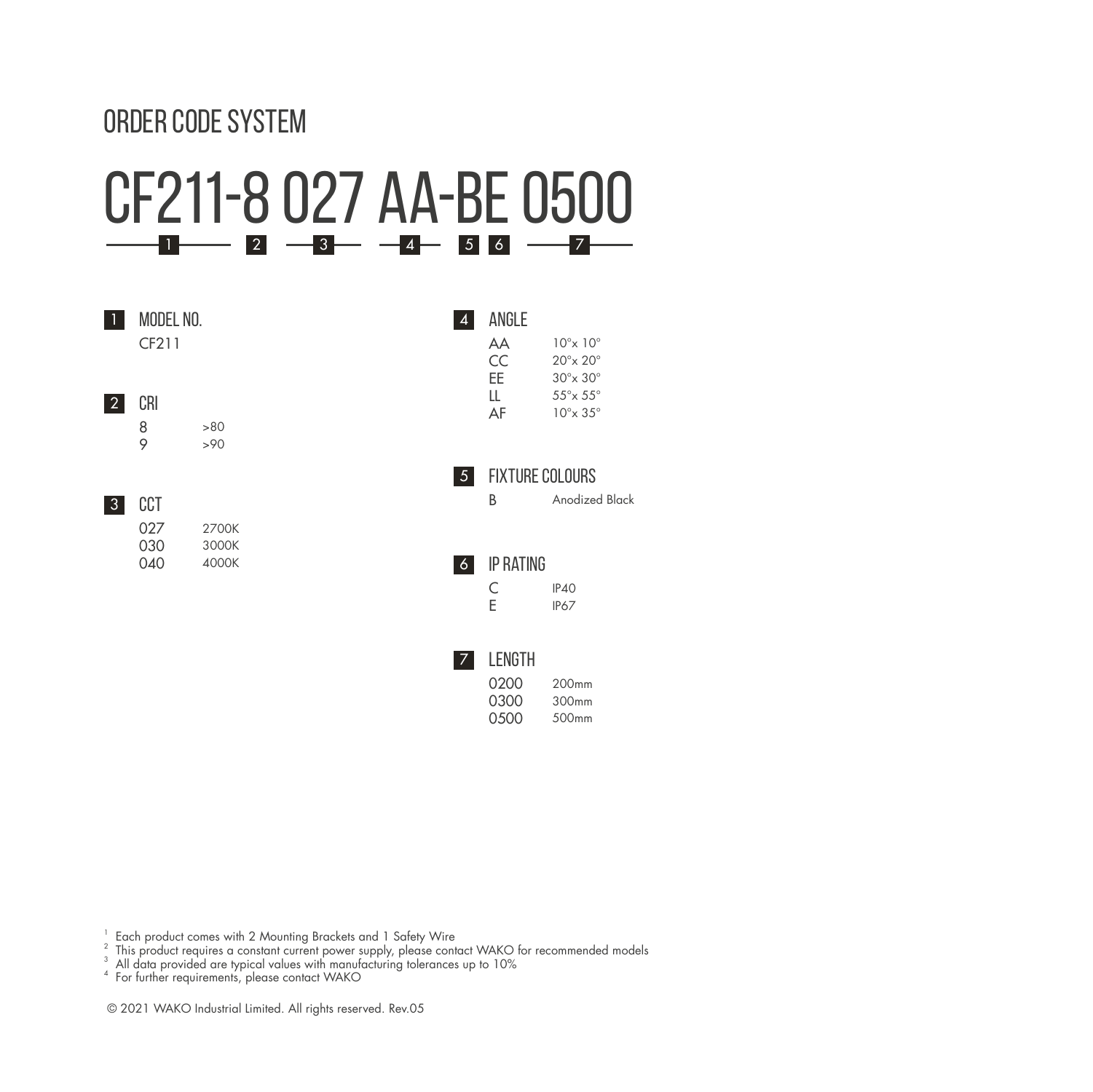# ORDER CODE SYSTEM

## CF211-8 027 AA-BE 0500

1 — 2 — 3 — 4 — 5 6 — 7

### 1 MODEL NO.

CF211

### 2 CRI

| | |
|---|---|
| 8 | >80 |
| 9 | >90 |

### 3 CCT

| | |
|---|---|
| 027 | 2700K |
| 030 | 3000K |
| 040 | 4000K |

### 4 ANGLE

| | |
|---|---|
| AA | 10°x 10° |
| CC | 20°x 20° |
| EE | 30°x 30° |
| LL | 55°x 55° |
| AF | 10°x 35° |

### 5 FIXTURE COLOURS

| | |
|---|---|
| B | Anodized Black |

### 6 IP RATING

| | |
|---|---|
| C | IP40 |
| E | IP67 |

### 7 LENGTH

| | |
|---|---|
| 0200 | 200mm |
| 0300 | 300mm |
| 0500 | 500mm |

[1] Each product comes with 2 Mounting Brackets and 1 Safety Wire
[2] This product requires a constant current power supply, please contact WAKO for recommended models
[3] All data provided are typical values with manufacturing tolerances up to 10%
[4] For further requirements, please contact WAKO

© 2021 WAKO Industrial Limited. All rights reserved. Rev.05